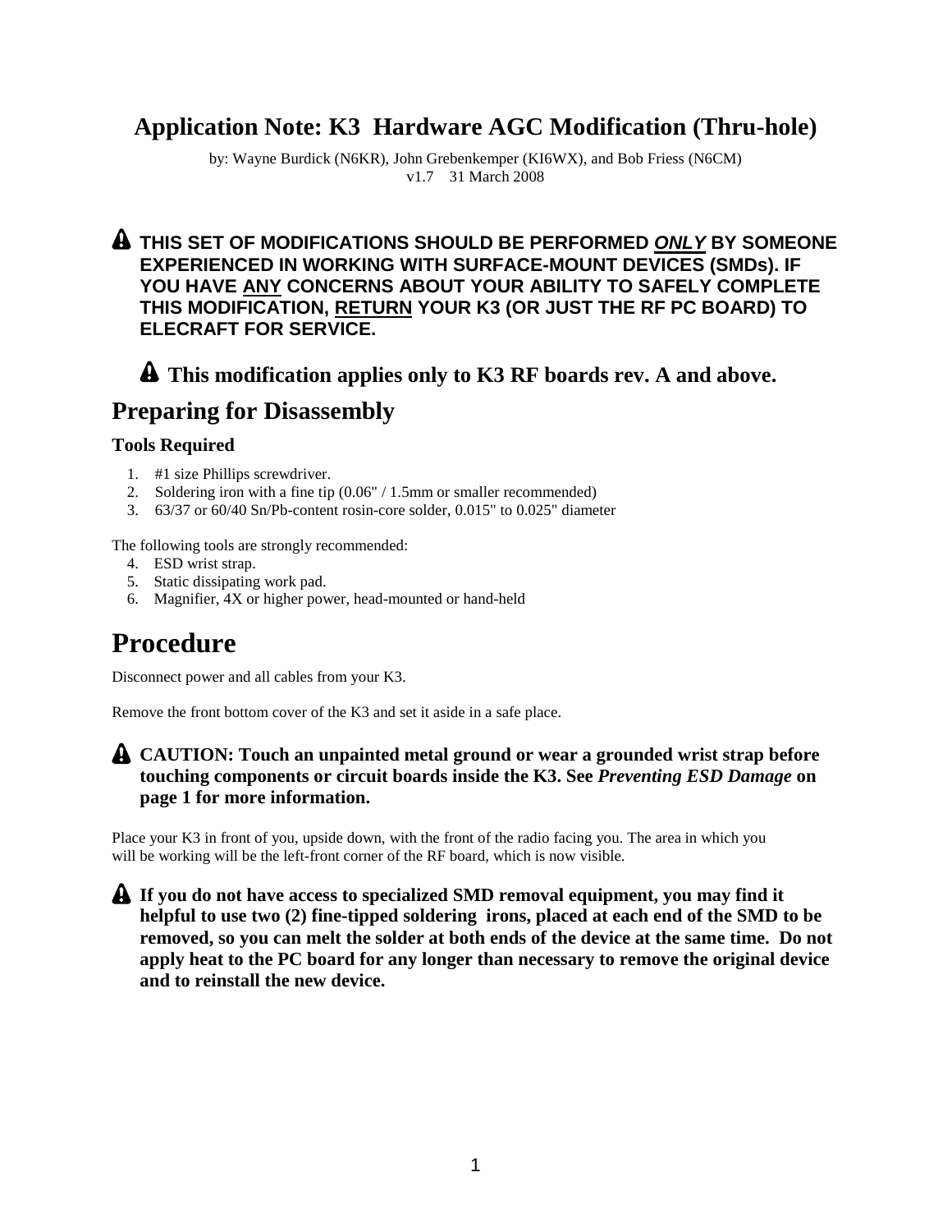# Application Note: K3 Hardware AGC Modification (Thru-hole)

by: Wayne Burdick (N6KR), John Grebenkemper (KI6WX), and Bob Friess (N6CM)
v1.7 31 March 2008

⚠ **THIS SET OF MODIFICATIONS SHOULD BE PERFORMED *ONLY* BY SOMEONE EXPERIENCED IN WORKING WITH SURFACE-MOUNT DEVICES (SMDs). IF YOU HAVE ANY CONCERNS ABOUT YOUR ABILITY TO SAFELY COMPLETE THIS MODIFICATION, RETURN YOUR K3 (OR JUST THE RF PC BOARD) TO ELECRAFT FOR SERVICE.**

⚠ **This modification applies only to K3 RF boards rev. A and above.**

## Preparing for Disassembly

### Tools Required

1. #1 size Phillips screwdriver.
2. Soldering iron with a fine tip (0.06" / 1.5mm or smaller recommended)
3. 63/37 or 60/40 Sn/Pb-content rosin-core solder, 0.015" to 0.025" diameter

The following tools are strongly recommended:

4. ESD wrist strap.
5. Static dissipating work pad.
6. Magnifier, 4X or higher power, head-mounted or hand-held

# Procedure

Disconnect power and all cables from your K3.

Remove the front bottom cover of the K3 and set it aside in a safe place.

⚠ **CAUTION: Touch an unpainted metal ground or wear a grounded wrist strap before touching components or circuit boards inside the K3. See *Preventing ESD Damage* on page 1 for more information.**

Place your K3 in front of you, upside down, with the front of the radio facing you. The area in which you will be working will be the left-front corner of the RF board, which is now visible.

⚠ **If you do not have access to specialized SMD removal equipment, you may find it helpful to use two (2) fine-tipped soldering irons, placed at each end of the SMD to be removed, so you can melt the solder at both ends of the device at the same time. Do not apply heat to the PC board for any longer than necessary to remove the original device and to reinstall the new device.**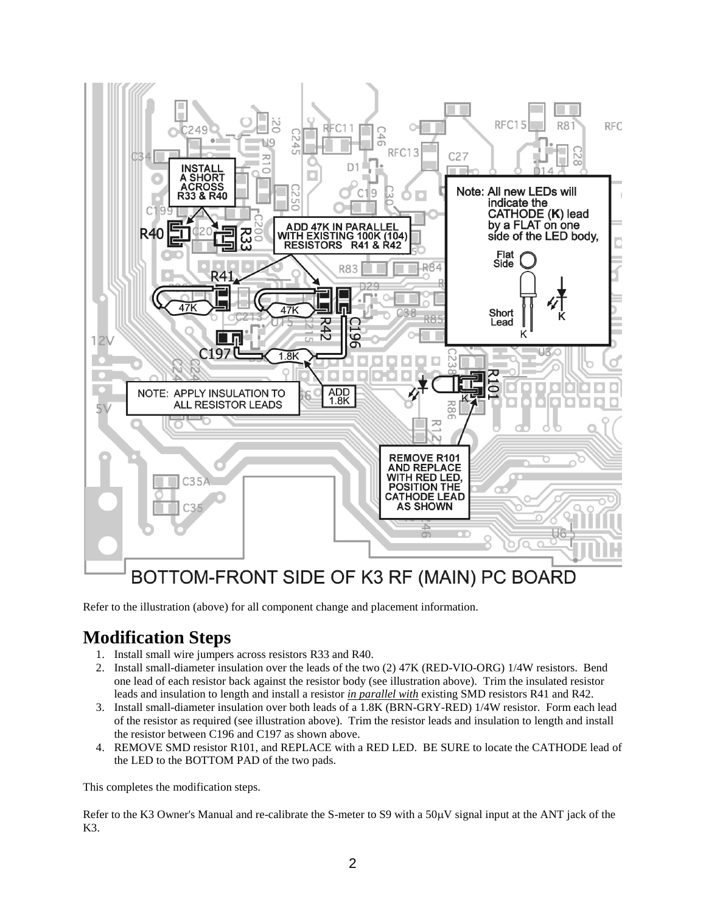INSTALL A SHORT ACROSS R33 & R40

ADD 47K IN PARALLEL WITH EXISTING 100K (104) RESISTORS R41 & R42

Note: All new LEDs will indicate the CATHODE (**K**) lead by a FLAT on one side of the LED body,

Flat Side

Short Lead

K

NOTE: APPLY INSULATION TO ALL RESISTOR LEADS

ADD 1.8K

REMOVE R101 AND REPLACE WITH RED LED, POSITION THE CATHODE LEAD AS SHOWN

BOTTOM-FRONT SIDE OF K3 RF (MAIN) PC BOARD

Refer to the illustration (above) for all component change and placement information.

## Modification Steps

1. Install small wire jumpers across resistors R33 and R40.
2. Install small-diameter insulation over the leads of the two (2) 47K (RED-VIO-ORG) 1/4W resistors. Bend one lead of each resistor back against the resistor body (see illustration above). Trim the insulated resistor leads and insulation to length and install a resistor ***in parallel with*** existing SMD resistors R41 and R42.
3. Install small-diameter insulation over both leads of a 1.8K (BRN-GRY-RED) 1/4W resistor. Form each lead of the resistor as required (see illustration above). Trim the resistor leads and insulation to length and install the resistor between C196 and C197 as shown above.
4. REMOVE SMD resistor R101, and REPLACE with a RED LED. BE SURE to locate the CATHODE lead of the LED to the BOTTOM PAD of the two pads.

This completes the modification steps.

Refer to the K3 Owner's Manual and re-calibrate the S-meter to S9 with a 50μV signal input at the ANT jack of the K3.